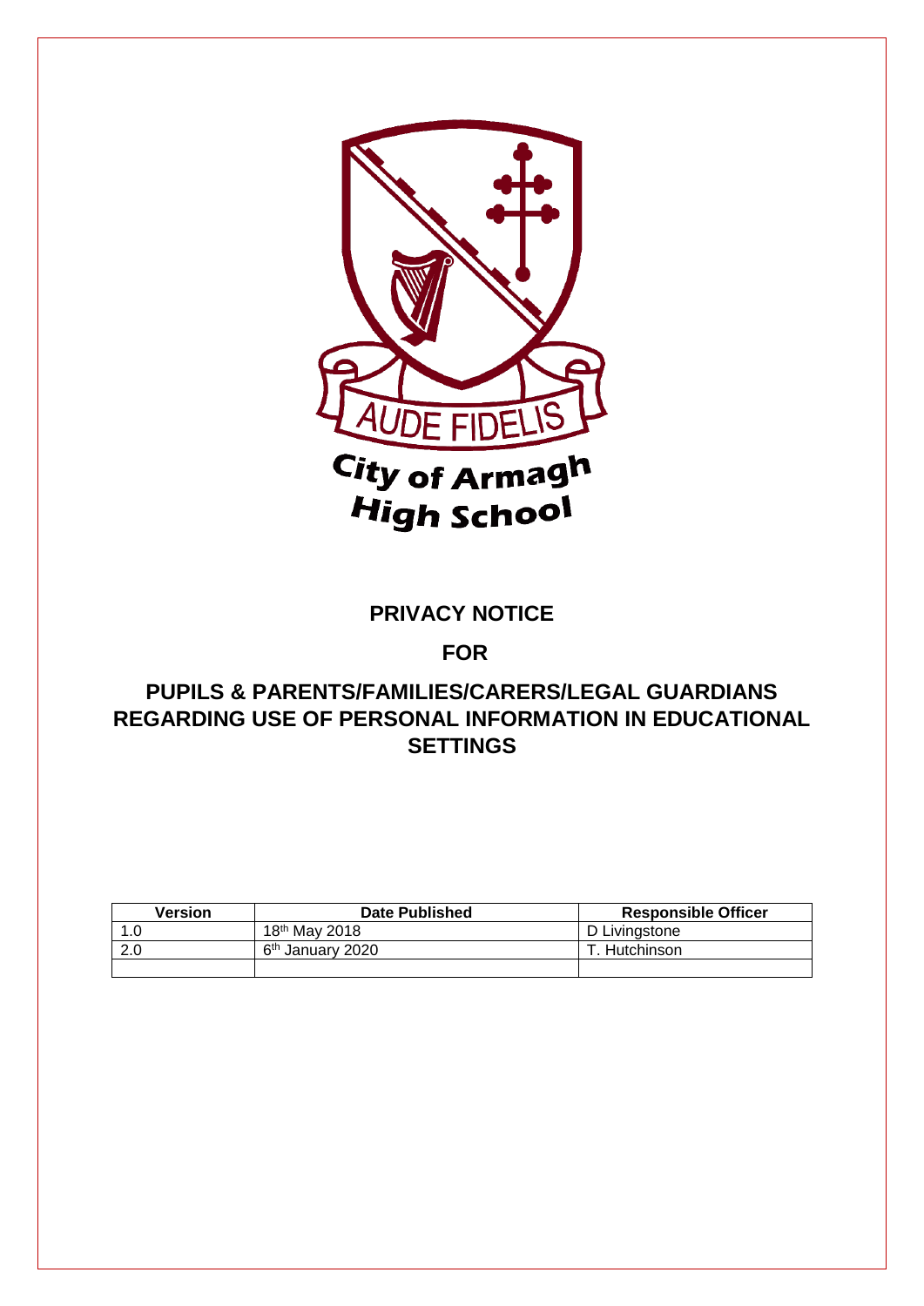AUDE FIDELIS

City of Armagh High School

# PRIVACY NOTICE

# FOR

# PUPILS & PARENTS/FAMILIES/CARERS/LEGAL GUARDIANS REGARDING USE OF PERSONAL INFORMATION IN EDUCATIONAL SETTINGS

| Version | Date Published | Responsible Officer |
| --- | --- | --- |
| 1.0 | 18th May 2018 | D Livingstone |
| 2.0 | 6th January 2020 | T. Hutchinson |
| | | |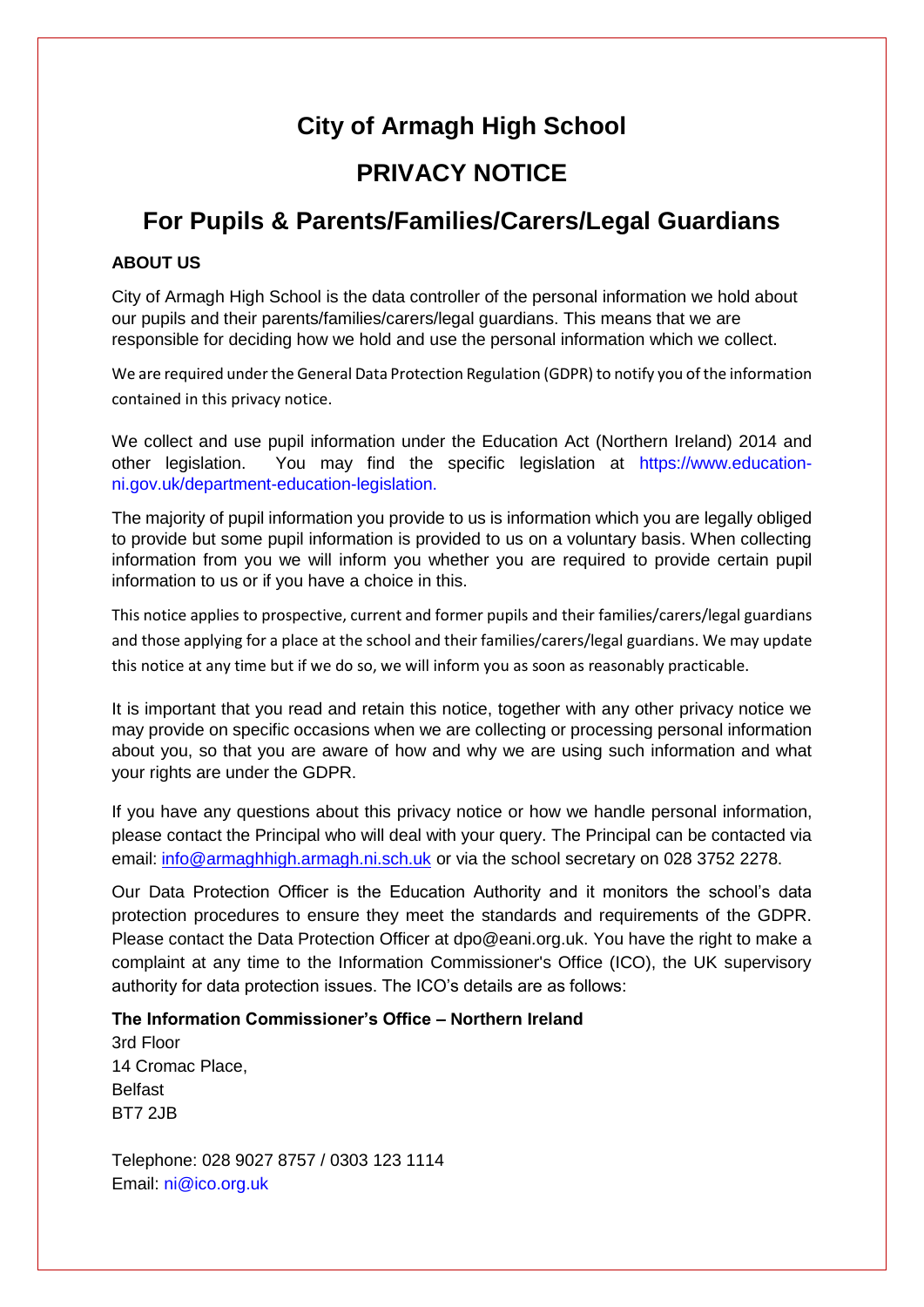# City of Armagh High School

# PRIVACY NOTICE

# For Pupils & Parents/Families/Carers/Legal Guardians

### ABOUT US

City of Armagh High School is the data controller of the personal information we hold about our pupils and their parents/families/carers/legal guardians. This means that we are responsible for deciding how we hold and use the personal information which we collect.

We are required under the General Data Protection Regulation (GDPR) to notify you of the information contained in this privacy notice.

We collect and use pupil information under the Education Act (Northern Ireland) 2014 and other legislation. You may find the specific legislation at https://www.education-ni.gov.uk/department-education-legislation.

The majority of pupil information you provide to us is information which you are legally obliged to provide but some pupil information is provided to us on a voluntary basis. When collecting information from you we will inform you whether you are required to provide certain pupil information to us or if you have a choice in this.

This notice applies to prospective, current and former pupils and their families/carers/legal guardians and those applying for a place at the school and their families/carers/legal guardians. We may update this notice at any time but if we do so, we will inform you as soon as reasonably practicable.

It is important that you read and retain this notice, together with any other privacy notice we may provide on specific occasions when we are collecting or processing personal information about you, so that you are aware of how and why we are using such information and what your rights are under the GDPR.

If you have any questions about this privacy notice or how we handle personal information, please contact the Principal who will deal with your query. The Principal can be contacted via email: info@armaghhigh.armagh.ni.sch.uk or via the school secretary on 028 3752 2278.

Our Data Protection Officer is the Education Authority and it monitors the school's data protection procedures to ensure they meet the standards and requirements of the GDPR. Please contact the Data Protection Officer at dpo@eani.org.uk. You have the right to make a complaint at any time to the Information Commissioner's Office (ICO), the UK supervisory authority for data protection issues. The ICO's details are as follows:

**The Information Commissioner's Office – Northern Ireland**
3rd Floor
14 Cromac Place,
Belfast
BT7 2JB

Telephone: 028 9027 8757 / 0303 123 1114
Email: ni@ico.org.uk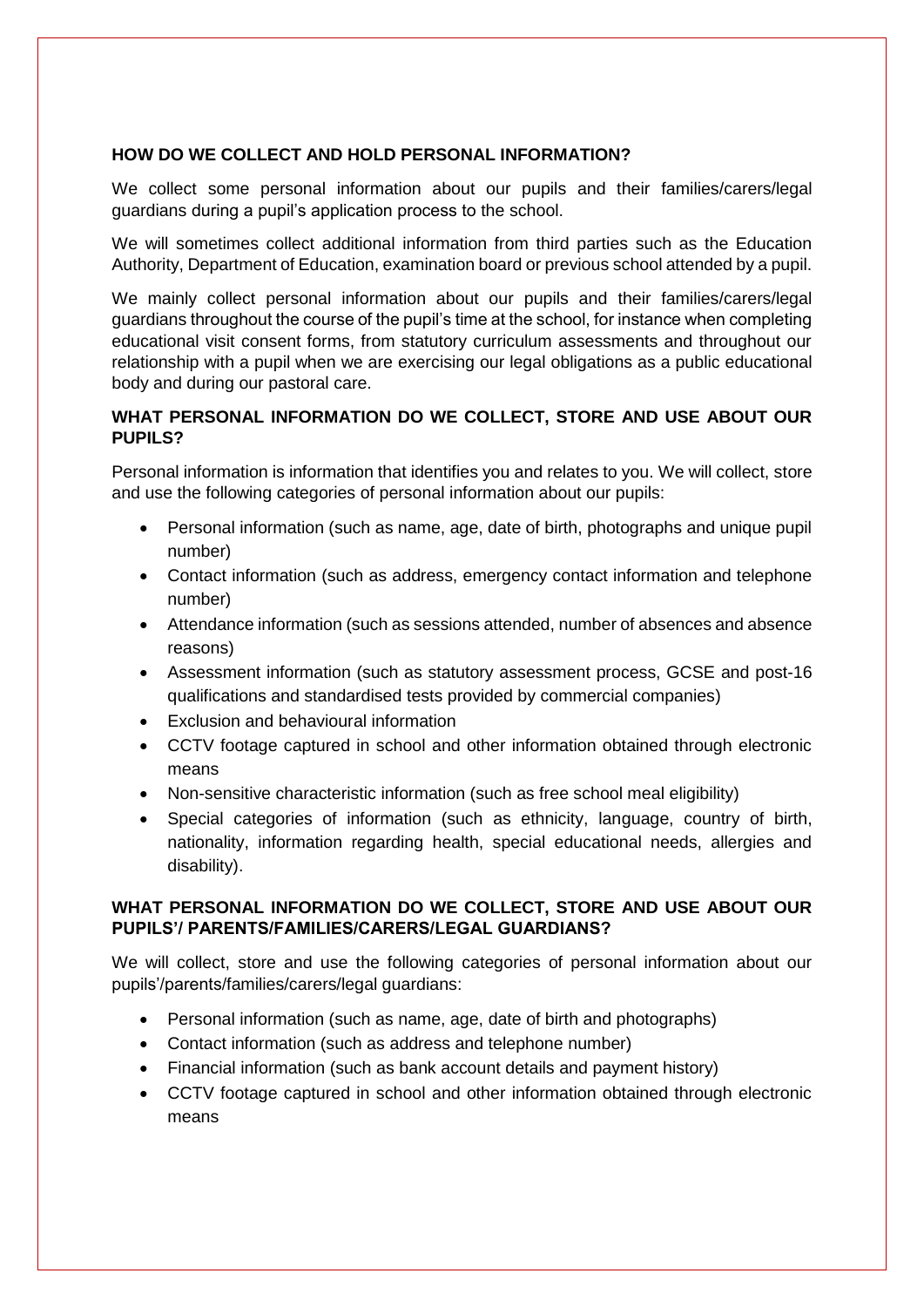**HOW DO WE COLLECT AND HOLD PERSONAL INFORMATION?**

We collect some personal information about our pupils and their families/carers/legal guardians during a pupil's application process to the school.

We will sometimes collect additional information from third parties such as the Education Authority, Department of Education, examination board or previous school attended by a pupil.

We mainly collect personal information about our pupils and their families/carers/legal guardians throughout the course of the pupil's time at the school, for instance when completing educational visit consent forms, from statutory curriculum assessments and throughout our relationship with a pupil when we are exercising our legal obligations as a public educational body and during our pastoral care.

**WHAT PERSONAL INFORMATION DO WE COLLECT, STORE AND USE ABOUT OUR PUPILS?**

Personal information is information that identifies you and relates to you. We will collect, store and use the following categories of personal information about our pupils:

- Personal information (such as name, age, date of birth, photographs and unique pupil number)
- Contact information (such as address, emergency contact information and telephone number)
- Attendance information (such as sessions attended, number of absences and absence reasons)
- Assessment information (such as statutory assessment process, GCSE and post-16 qualifications and standardised tests provided by commercial companies)
- Exclusion and behavioural information
- CCTV footage captured in school and other information obtained through electronic means
- Non-sensitive characteristic information (such as free school meal eligibility)
- Special categories of information (such as ethnicity, language, country of birth, nationality, information regarding health, special educational needs, allergies and disability).

**WHAT PERSONAL INFORMATION DO WE COLLECT, STORE AND USE ABOUT OUR PUPILS'/ PARENTS/FAMILIES/CARERS/LEGAL GUARDIANS?**

We will collect, store and use the following categories of personal information about our pupils'/parents/families/carers/legal guardians:

- Personal information (such as name, age, date of birth and photographs)
- Contact information (such as address and telephone number)
- Financial information (such as bank account details and payment history)
- CCTV footage captured in school and other information obtained through electronic means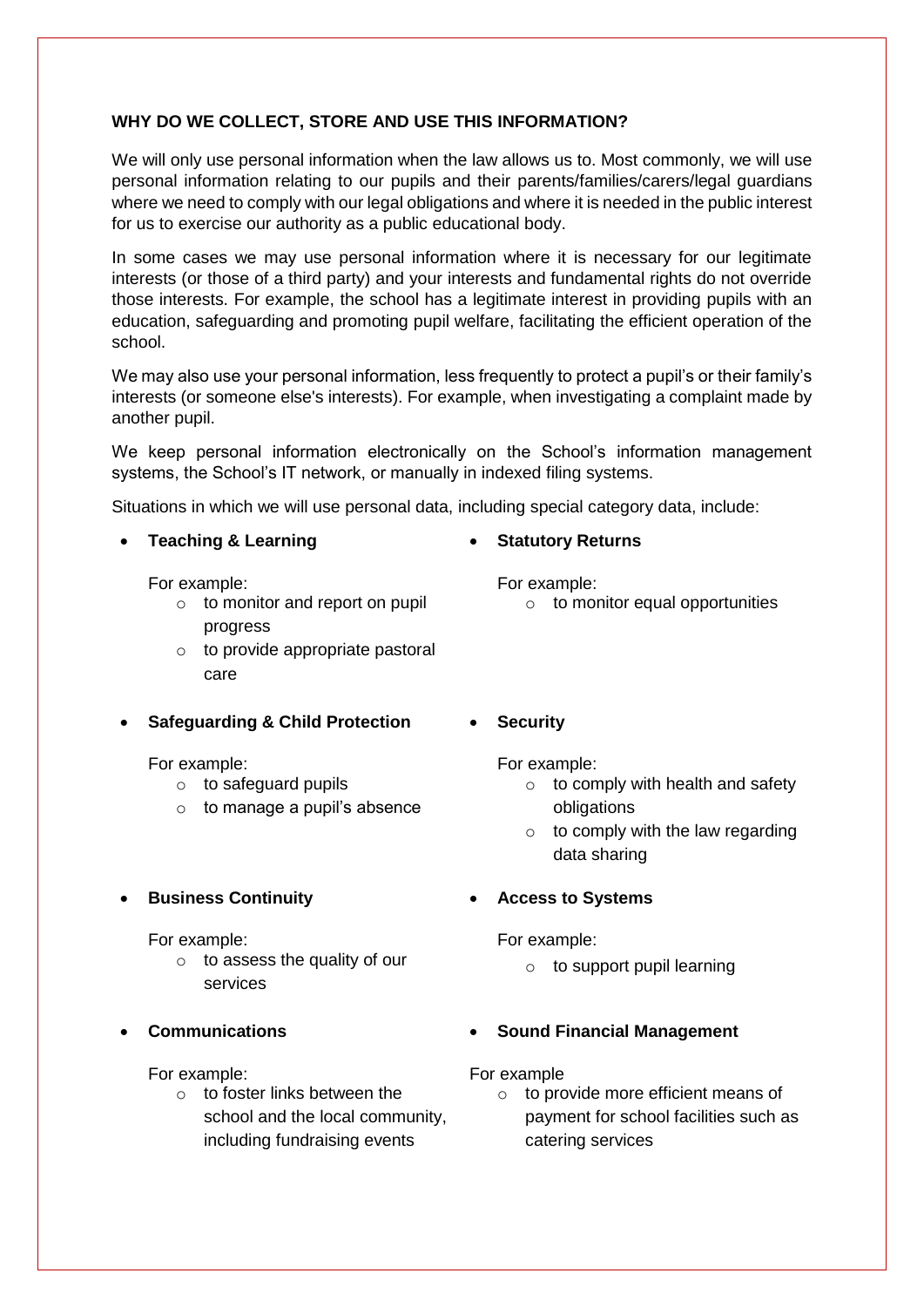**WHY DO WE COLLECT, STORE AND USE THIS INFORMATION?**

We will only use personal information when the law allows us to. Most commonly, we will use personal information relating to our pupils and their parents/families/carers/legal guardians where we need to comply with our legal obligations and where it is needed in the public interest for us to exercise our authority as a public educational body.

In some cases we may use personal information where it is necessary for our legitimate interests (or those of a third party) and your interests and fundamental rights do not override those interests. For example, the school has a legitimate interest in providing pupils with an education, safeguarding and promoting pupil welfare, facilitating the efficient operation of the school.

We may also use your personal information, less frequently to protect a pupil's or their family's interests (or someone else's interests). For example, when investigating a complaint made by another pupil.

We keep personal information electronically on the School's information management systems, the School's IT network, or manually in indexed filing systems.

Situations in which we will use personal data, including special category data, include:

- **Teaching & Learning**

  For example:
  - to monitor and report on pupil progress
  - to provide appropriate pastoral care

- **Safeguarding & Child Protection**

  For example:
  - to safeguard pupils
  - to manage a pupil's absence

- **Business Continuity**

  For example:
  - to assess the quality of our services

- **Communications**

  For example:
  - to foster links between the school and the local community, including fundraising events

- **Statutory Returns**

  For example:
  - to monitor equal opportunities

- **Security**

  For example:
  - to comply with health and safety obligations
  - to comply with the law regarding data sharing

- **Access to Systems**

  For example:
  - to support pupil learning

- **Sound Financial Management**

  For example
  - to provide more efficient means of payment for school facilities such as catering services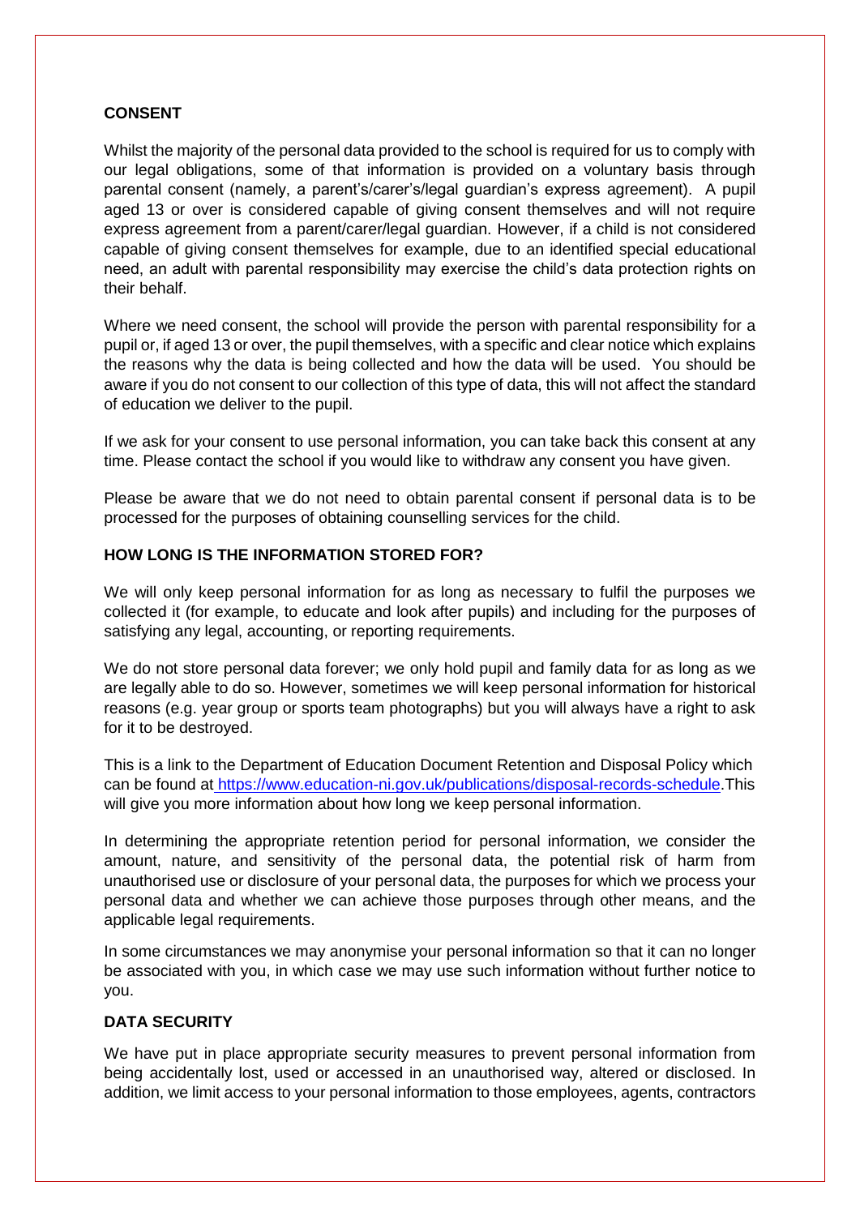## CONSENT

Whilst the majority of the personal data provided to the school is required for us to comply with our legal obligations, some of that information is provided on a voluntary basis through parental consent (namely, a parent's/carer's/legal guardian's express agreement). A pupil aged 13 or over is considered capable of giving consent themselves and will not require express agreement from a parent/carer/legal guardian. However, if a child is not considered capable of giving consent themselves for example, due to an identified special educational need, an adult with parental responsibility may exercise the child's data protection rights on their behalf.

Where we need consent, the school will provide the person with parental responsibility for a pupil or, if aged 13 or over, the pupil themselves, with a specific and clear notice which explains the reasons why the data is being collected and how the data will be used. You should be aware if you do not consent to our collection of this type of data, this will not affect the standard of education we deliver to the pupil.

If we ask for your consent to use personal information, you can take back this consent at any time. Please contact the school if you would like to withdraw any consent you have given.

Please be aware that we do not need to obtain parental consent if personal data is to be processed for the purposes of obtaining counselling services for the child.

## HOW LONG IS THE INFORMATION STORED FOR?

We will only keep personal information for as long as necessary to fulfil the purposes we collected it (for example, to educate and look after pupils) and including for the purposes of satisfying any legal, accounting, or reporting requirements.

We do not store personal data forever; we only hold pupil and family data for as long as we are legally able to do so. However, sometimes we will keep personal information for historical reasons (e.g. year group or sports team photographs) but you will always have a right to ask for it to be destroyed.

This is a link to the Department of Education Document Retention and Disposal Policy which can be found at https://www.education-ni.gov.uk/publications/disposal-records-schedule.This will give you more information about how long we keep personal information.

In determining the appropriate retention period for personal information, we consider the amount, nature, and sensitivity of the personal data, the potential risk of harm from unauthorised use or disclosure of your personal data, the purposes for which we process your personal data and whether we can achieve those purposes through other means, and the applicable legal requirements.

In some circumstances we may anonymise your personal information so that it can no longer be associated with you, in which case we may use such information without further notice to you.

## DATA SECURITY

We have put in place appropriate security measures to prevent personal information from being accidentally lost, used or accessed in an unauthorised way, altered or disclosed. In addition, we limit access to your personal information to those employees, agents, contractors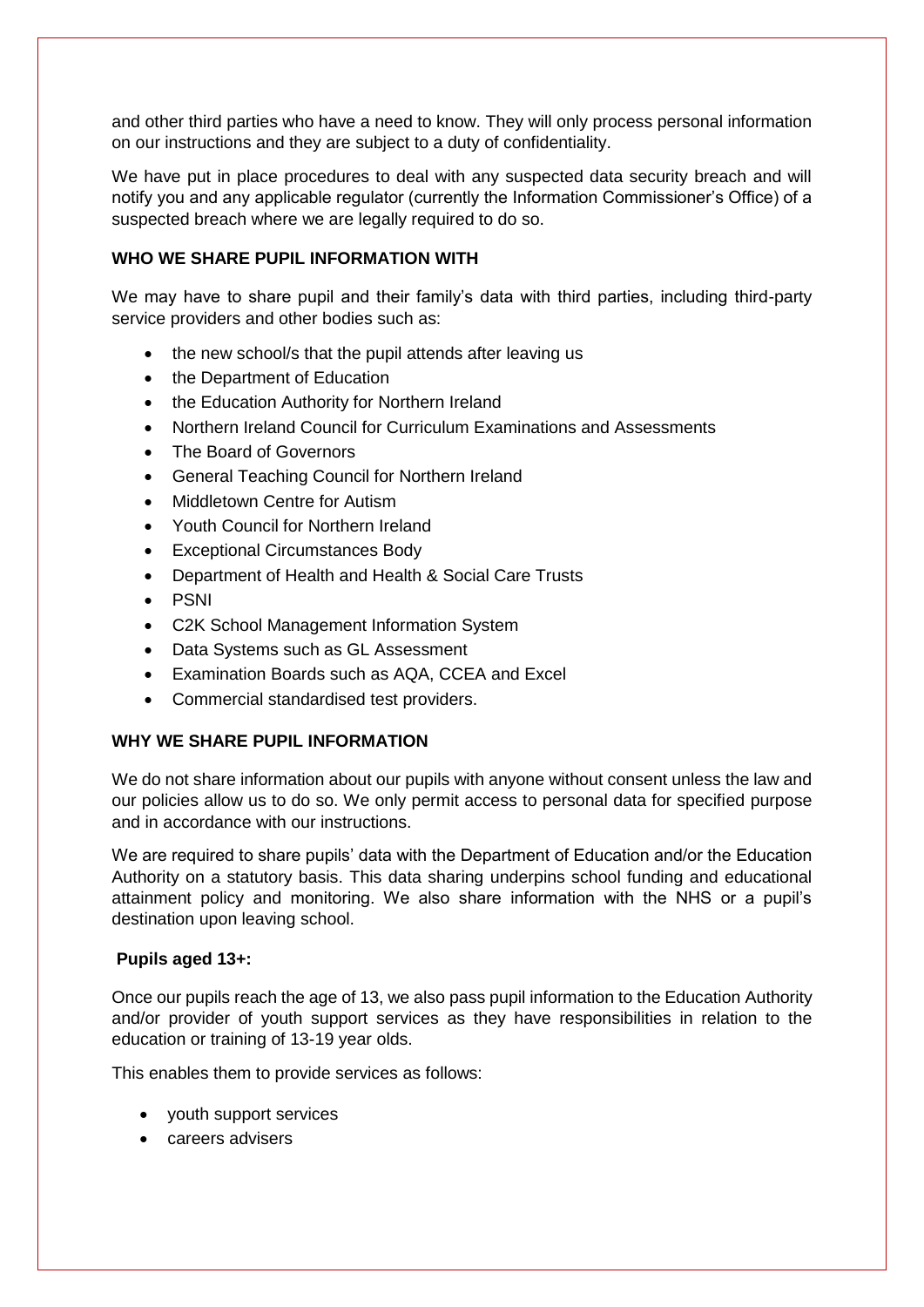and other third parties who have a need to know. They will only process personal information on our instructions and they are subject to a duty of confidentiality.

We have put in place procedures to deal with any suspected data security breach and will notify you and any applicable regulator (currently the Information Commissioner's Office) of a suspected breach where we are legally required to do so.

**WHO WE SHARE PUPIL INFORMATION WITH**

We may have to share pupil and their family's data with third parties, including third-party service providers and other bodies such as:

- the new school/s that the pupil attends after leaving us
- the Department of Education
- the Education Authority for Northern Ireland
- Northern Ireland Council for Curriculum Examinations and Assessments
- The Board of Governors
- General Teaching Council for Northern Ireland
- Middletown Centre for Autism
- Youth Council for Northern Ireland
- Exceptional Circumstances Body
- Department of Health and Health & Social Care Trusts
- PSNI
- C2K School Management Information System
- Data Systems such as GL Assessment
- Examination Boards such as AQA, CCEA and Excel
- Commercial standardised test providers.

**WHY WE SHARE PUPIL INFORMATION**

We do not share information about our pupils with anyone without consent unless the law and our policies allow us to do so. We only permit access to personal data for specified purpose and in accordance with our instructions.

We are required to share pupils' data with the Department of Education and/or the Education Authority on a statutory basis. This data sharing underpins school funding and educational attainment policy and monitoring. We also share information with the NHS or a pupil's destination upon leaving school.

**Pupils aged 13+:**

Once our pupils reach the age of 13, we also pass pupil information to the Education Authority and/or provider of youth support services as they have responsibilities in relation to the education or training of 13-19 year olds.

This enables them to provide services as follows:

- youth support services
- careers advisers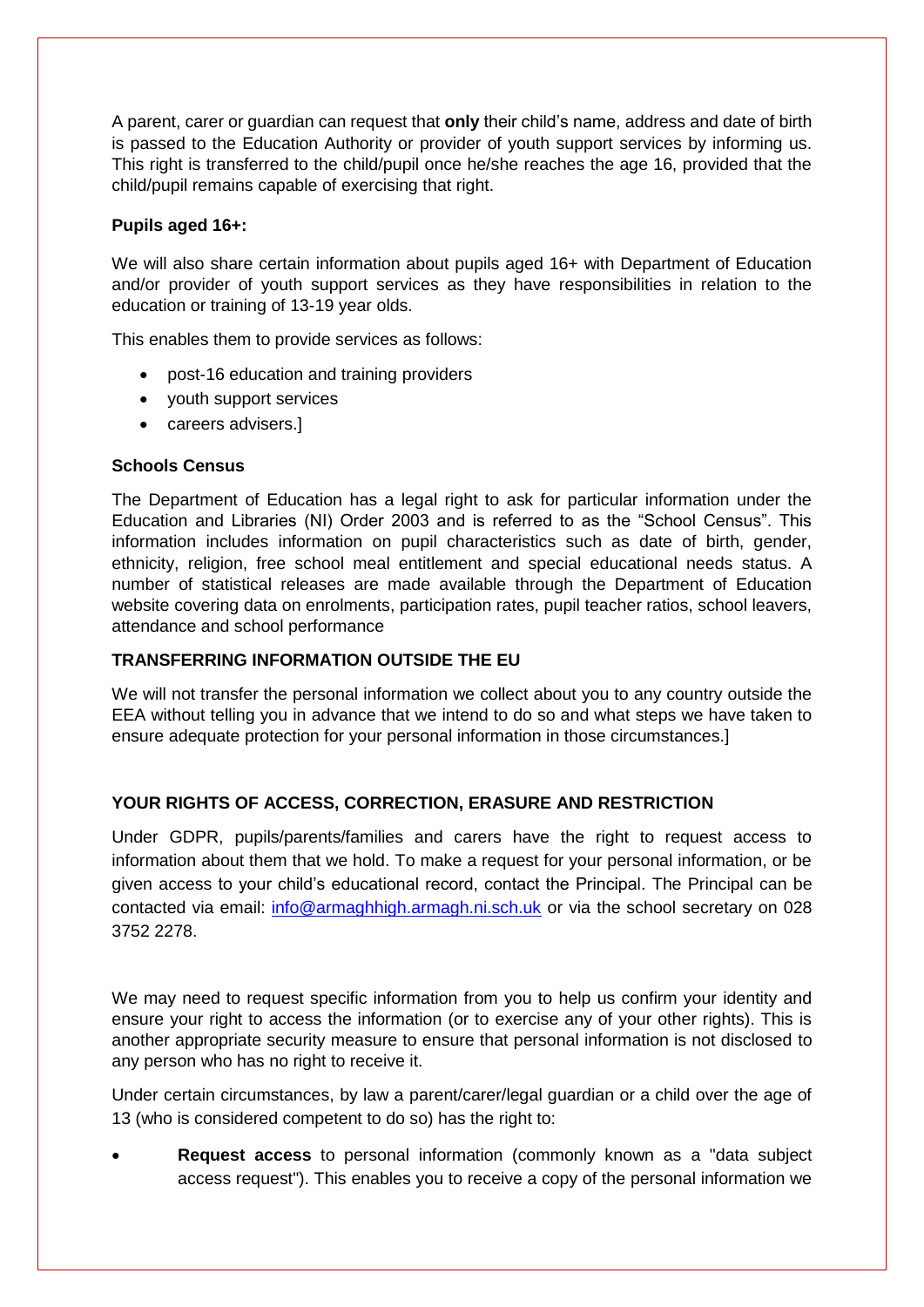A parent, carer or guardian can request that **only** their child's name, address and date of birth is passed to the Education Authority or provider of youth support services by informing us. This right is transferred to the child/pupil once he/she reaches the age 16, provided that the child/pupil remains capable of exercising that right.

**Pupils aged 16+:**

We will also share certain information about pupils aged 16+ with Department of Education and/or provider of youth support services as they have responsibilities in relation to the education or training of 13-19 year olds.

This enables them to provide services as follows:

- post-16 education and training providers
- youth support services
- careers advisers.]

**Schools Census**

The Department of Education has a legal right to ask for particular information under the Education and Libraries (NI) Order 2003 and is referred to as the "School Census". This information includes information on pupil characteristics such as date of birth, gender, ethnicity, religion, free school meal entitlement and special educational needs status. A number of statistical releases are made available through the Department of Education website covering data on enrolments, participation rates, pupil teacher ratios, school leavers, attendance and school performance

**TRANSFERRING INFORMATION OUTSIDE THE EU**

We will not transfer the personal information we collect about you to any country outside the EEA without telling you in advance that we intend to do so and what steps we have taken to ensure adequate protection for your personal information in those circumstances.]

**YOUR RIGHTS OF ACCESS, CORRECTION, ERASURE AND RESTRICTION**

Under GDPR, pupils/parents/families and carers have the right to request access to information about them that we hold. To make a request for your personal information, or be given access to your child's educational record, contact the Principal. The Principal can be contacted via email: info@armaghhigh.armagh.ni.sch.uk or via the school secretary on 028 3752 2278.

We may need to request specific information from you to help us confirm your identity and ensure your right to access the information (or to exercise any of your other rights). This is another appropriate security measure to ensure that personal information is not disclosed to any person who has no right to receive it.

Under certain circumstances, by law a parent/carer/legal guardian or a child over the age of 13 (who is considered competent to do so) has the right to:

- **Request access** to personal information (commonly known as a "data subject access request"). This enables you to receive a copy of the personal information we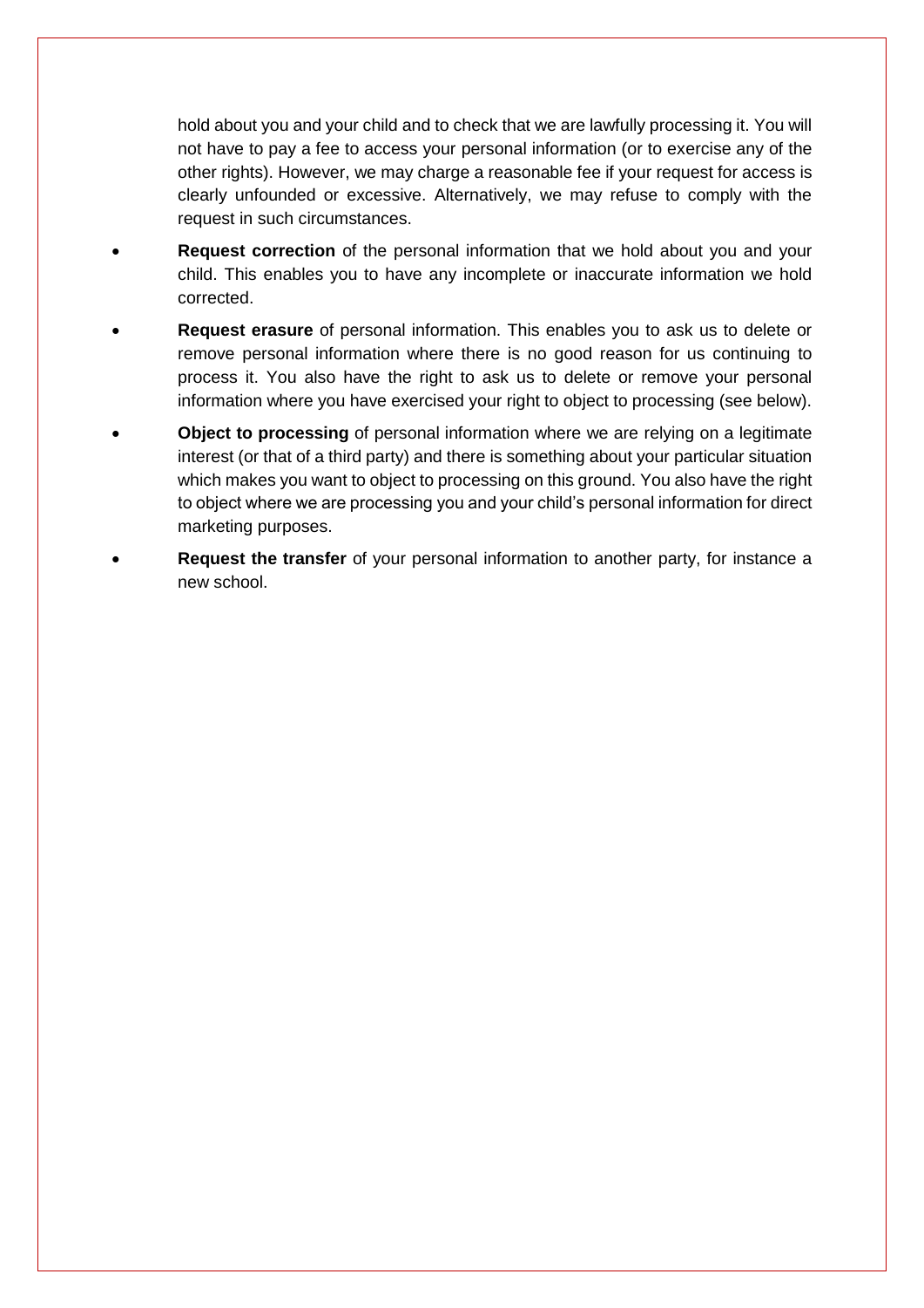hold about you and your child and to check that we are lawfully processing it. You will not have to pay a fee to access your personal information (or to exercise any of the other rights). However, we may charge a reasonable fee if your request for access is clearly unfounded or excessive. Alternatively, we may refuse to comply with the request in such circumstances.

- **Request correction** of the personal information that we hold about you and your child. This enables you to have any incomplete or inaccurate information we hold corrected.
- **Request erasure** of personal information. This enables you to ask us to delete or remove personal information where there is no good reason for us continuing to process it. You also have the right to ask us to delete or remove your personal information where you have exercised your right to object to processing (see below).
- **Object to processing** of personal information where we are relying on a legitimate interest (or that of a third party) and there is something about your particular situation which makes you want to object to processing on this ground. You also have the right to object where we are processing you and your child's personal information for direct marketing purposes.
- **Request the transfer** of your personal information to another party, for instance a new school.